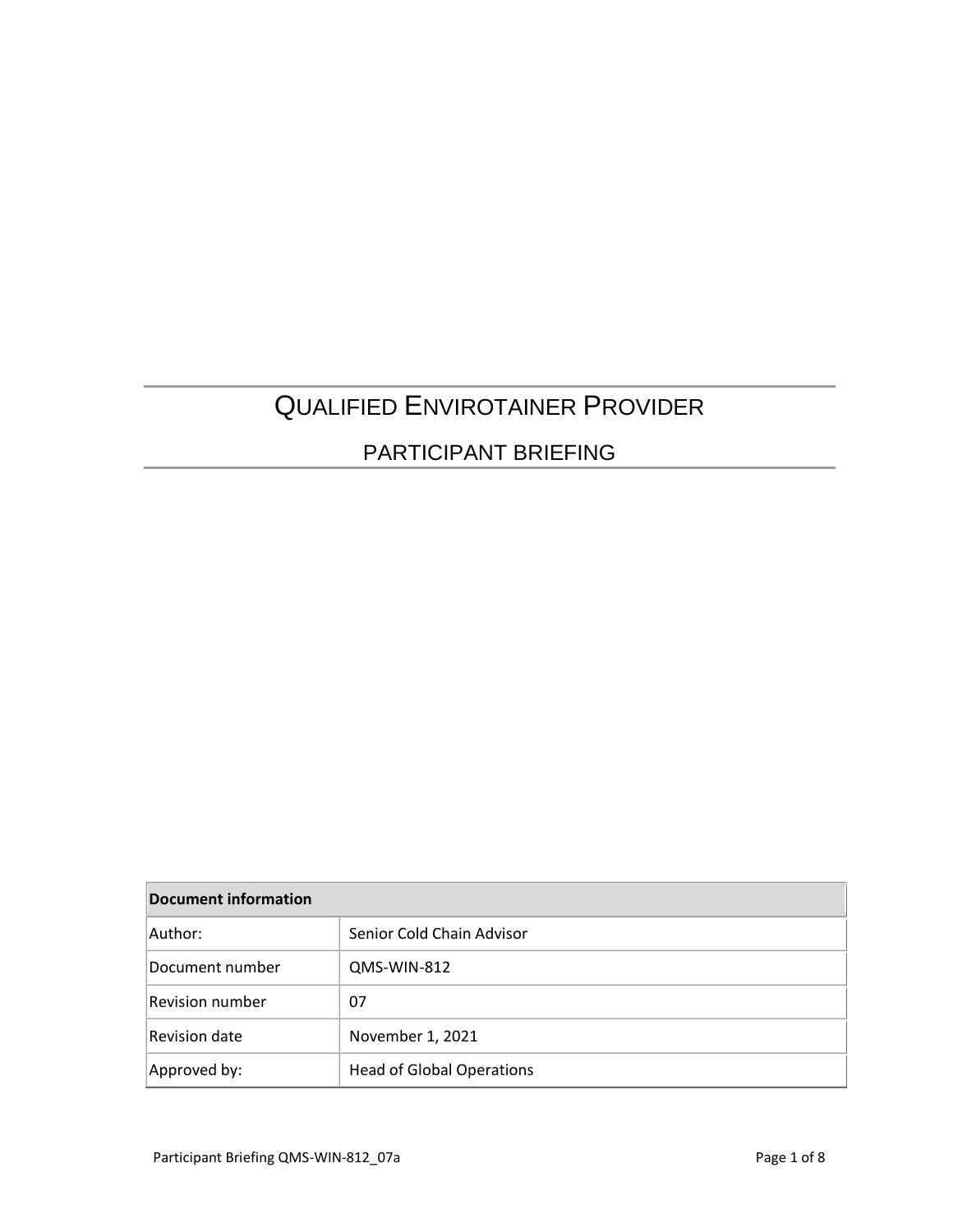# Qualified Envirotainer Provider

## Participant Briefing

| Document information | |
|---|---|
| Author: | Senior Cold Chain Advisor |
| Document number | QMS-WIN-812 |
| Revision number | 07 |
| Revision date | November 1, 2021 |
| Approved by: | Head of Global Operations |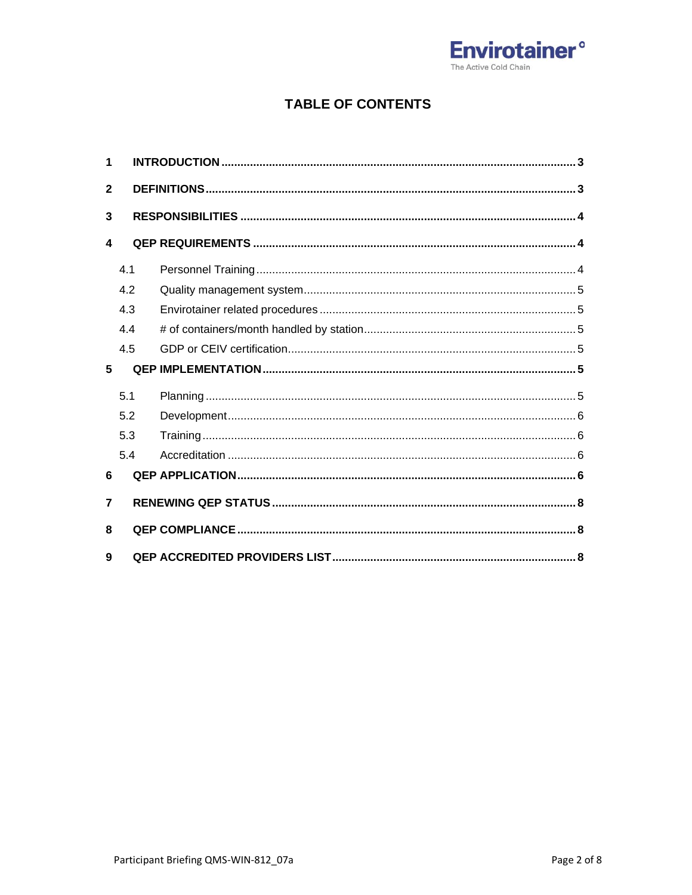# TABLE OF CONTENTS

**1 INTRODUCTION** ..... **3**

**2 DEFINITIONS** ..... **3**

**3 RESPONSIBILITIES** ..... **4**

**4 QEP REQUIREMENTS** ..... **4**

- 4.1 Personnel Training ..... 4
- 4.2 Quality management system ..... 5
- 4.3 Envirotainer related procedures ..... 5
- 4.4 # of containers/month handled by station ..... 5
- 4.5 GDP or CEIV certification ..... 5

**5 QEP IMPLEMENTATION** ..... **5**

- 5.1 Planning ..... 5
- 5.2 Development ..... 6
- 5.3 Training ..... 6
- 5.4 Accreditation ..... 6

**6 QEP APPLICATION** ..... **6**

**7 RENEWING QEP STATUS** ..... **8**

**8 QEP COMPLIANCE** ..... **8**

**9 QEP ACCREDITED PROVIDERS LIST** ..... **8**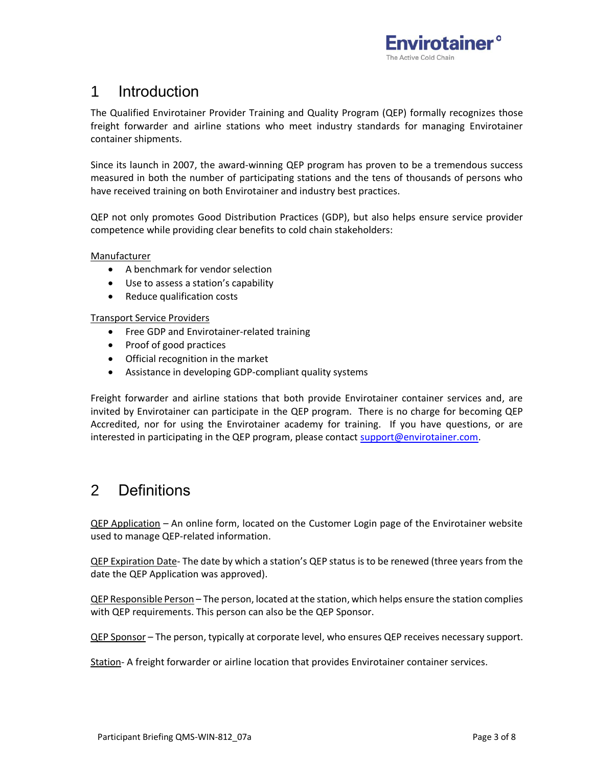# 1 Introduction

The Qualified Envirotainer Provider Training and Quality Program (QEP) formally recognizes those freight forwarder and airline stations who meet industry standards for managing Envirotainer container shipments.

Since its launch in 2007, the award-winning QEP program has proven to be a tremendous success measured in both the number of participating stations and the tens of thousands of persons who have received training on both Envirotainer and industry best practices.

QEP not only promotes Good Distribution Practices (GDP), but also helps ensure service provider competence while providing clear benefits to cold chain stakeholders:

Manufacturer

- A benchmark for vendor selection
- Use to assess a station's capability
- Reduce qualification costs

Transport Service Providers

- Free GDP and Envirotainer-related training
- Proof of good practices
- Official recognition in the market
- Assistance in developing GDP-compliant quality systems

Freight forwarder and airline stations that both provide Envirotainer container services and, are invited by Envirotainer can participate in the QEP program. There is no charge for becoming QEP Accredited, nor for using the Envirotainer academy for training. If you have questions, or are interested in participating in the QEP program, please contact support@envirotainer.com.

# 2 Definitions

QEP Application – An online form, located on the Customer Login page of the Envirotainer website used to manage QEP-related information.

QEP Expiration Date- The date by which a station's QEP status is to be renewed (three years from the date the QEP Application was approved).

QEP Responsible Person – The person, located at the station, which helps ensure the station complies with QEP requirements. This person can also be the QEP Sponsor.

QEP Sponsor – The person, typically at corporate level, who ensures QEP receives necessary support.

Station- A freight forwarder or airline location that provides Envirotainer container services.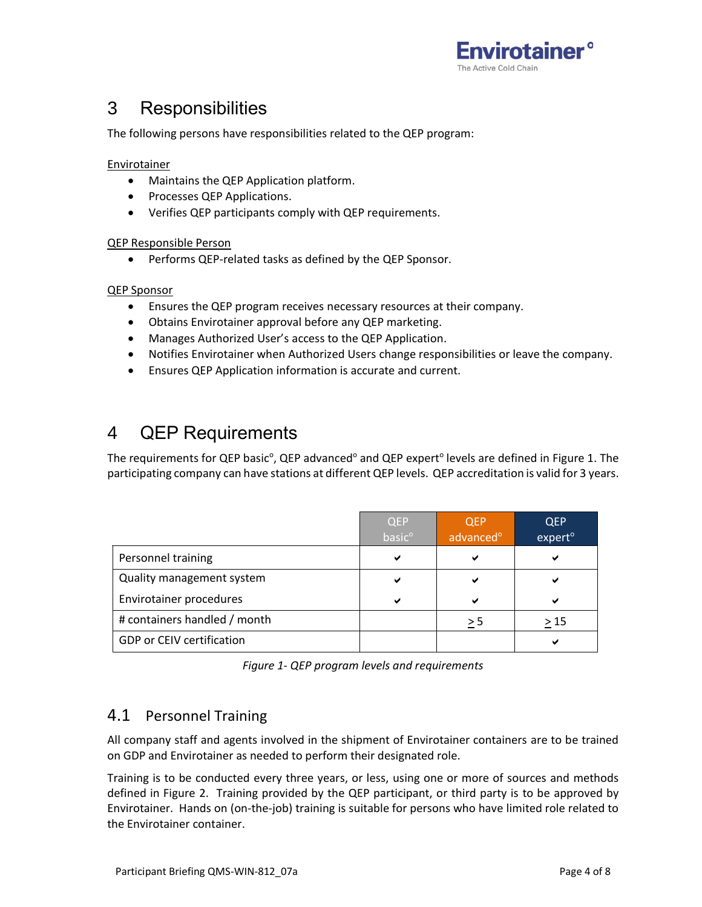# 3 Responsibilities

The following persons have responsibilities related to the QEP program:

Envirotainer

- Maintains the QEP Application platform.
- Processes QEP Applications.
- Verifies QEP participants comply with QEP requirements.

QEP Responsible Person

- Performs QEP-related tasks as defined by the QEP Sponsor.

QEP Sponsor

- Ensures the QEP program receives necessary resources at their company.
- Obtains Envirotainer approval before any QEP marketing.
- Manages Authorized User's access to the QEP Application.
- Notifies Envirotainer when Authorized Users change responsibilities or leave the company.
- Ensures QEP Application information is accurate and current.

# 4 QEP Requirements

The requirements for QEP basic°, QEP advanced° and QEP expert° levels are defined in Figure 1. The participating company can have stations at different QEP levels. QEP accreditation is valid for 3 years.

| | QEP basic° | QEP advanced° | QEP expert° |
|---|---|---|---|
| Personnel training | ✔ | ✔ | ✔ |
| Quality management system | ✔ | ✔ | ✔ |
| Envirotainer procedures | ✔ | ✔ | ✔ |
| # containers handled / month | | ≥ 5 | ≥ 15 |
| GDP or CEIV certification | | | ✔ |

*Figure 1- QEP program levels and requirements*

## 4.1 Personnel Training

All company staff and agents involved in the shipment of Envirotainer containers are to be trained on GDP and Envirotainer as needed to perform their designated role.

Training is to be conducted every three years, or less, using one or more of sources and methods defined in Figure 2. Training provided by the QEP participant, or third party is to be approved by Envirotainer. Hands on (on-the-job) training is suitable for persons who have limited role related to the Envirotainer container.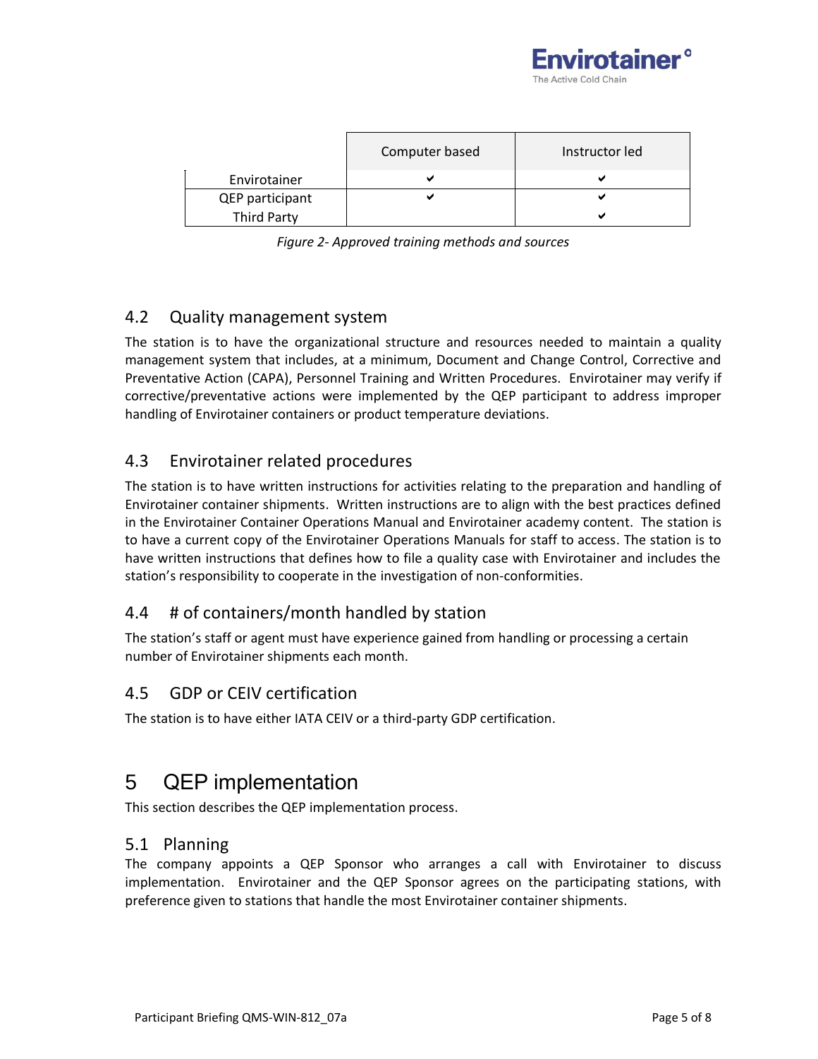| | Computer based | Instructor led |
|---|---|---|
| Envirotainer | ✔ | ✔ |
| QEP participant | ✔ | ✔ |
| Third Party | | ✔ |

*Figure 2- Approved training methods and sources*

## 4.2 Quality management system

The station is to have the organizational structure and resources needed to maintain a quality management system that includes, at a minimum, Document and Change Control, Corrective and Preventative Action (CAPA), Personnel Training and Written Procedures. Envirotainer may verify if corrective/preventative actions were implemented by the QEP participant to address improper handling of Envirotainer containers or product temperature deviations.

## 4.3 Envirotainer related procedures

The station is to have written instructions for activities relating to the preparation and handling of Envirotainer container shipments. Written instructions are to align with the best practices defined in the Envirotainer Container Operations Manual and Envirotainer academy content. The station is to have a current copy of the Envirotainer Operations Manuals for staff to access. The station is to have written instructions that defines how to file a quality case with Envirotainer and includes the station's responsibility to cooperate in the investigation of non-conformities.

## 4.4 # of containers/month handled by station

The station's staff or agent must have experience gained from handling or processing a certain number of Envirotainer shipments each month.

## 4.5 GDP or CEIV certification

The station is to have either IATA CEIV or a third-party GDP certification.

# 5 QEP implementation

This section describes the QEP implementation process.

## 5.1 Planning

The company appoints a QEP Sponsor who arranges a call with Envirotainer to discuss implementation. Envirotainer and the QEP Sponsor agrees on the participating stations, with preference given to stations that handle the most Envirotainer container shipments.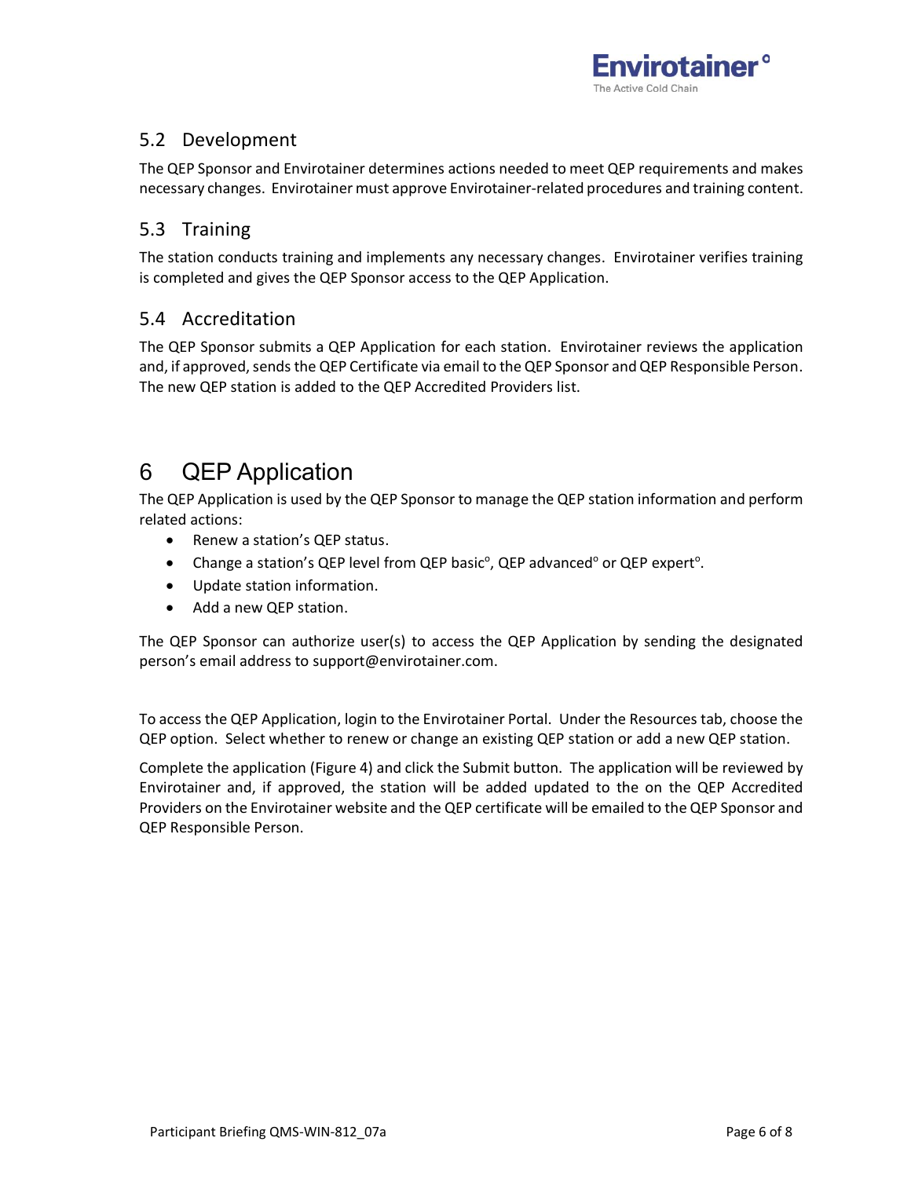## 5.2 Development

The QEP Sponsor and Envirotainer determines actions needed to meet QEP requirements and makes necessary changes. Envirotainer must approve Envirotainer-related procedures and training content.

## 5.3 Training

The station conducts training and implements any necessary changes. Envirotainer verifies training is completed and gives the QEP Sponsor access to the QEP Application.

## 5.4 Accreditation

The QEP Sponsor submits a QEP Application for each station. Envirotainer reviews the application and, if approved, sends the QEP Certificate via email to the QEP Sponsor and QEP Responsible Person. The new QEP station is added to the QEP Accredited Providers list.

# 6 QEP Application

The QEP Application is used by the QEP Sponsor to manage the QEP station information and perform related actions:

- Renew a station's QEP status.
- Change a station's QEP level from QEP basic°, QEP advanced° or QEP expert°.
- Update station information.
- Add a new QEP station.

The QEP Sponsor can authorize user(s) to access the QEP Application by sending the designated person's email address to support@envirotainer.com.

To access the QEP Application, login to the Envirotainer Portal. Under the Resources tab, choose the QEP option. Select whether to renew or change an existing QEP station or add a new QEP station.

Complete the application (Figure 4) and click the Submit button. The application will be reviewed by Envirotainer and, if approved, the station will be added updated to the on the QEP Accredited Providers on the Envirotainer website and the QEP certificate will be emailed to the QEP Sponsor and QEP Responsible Person.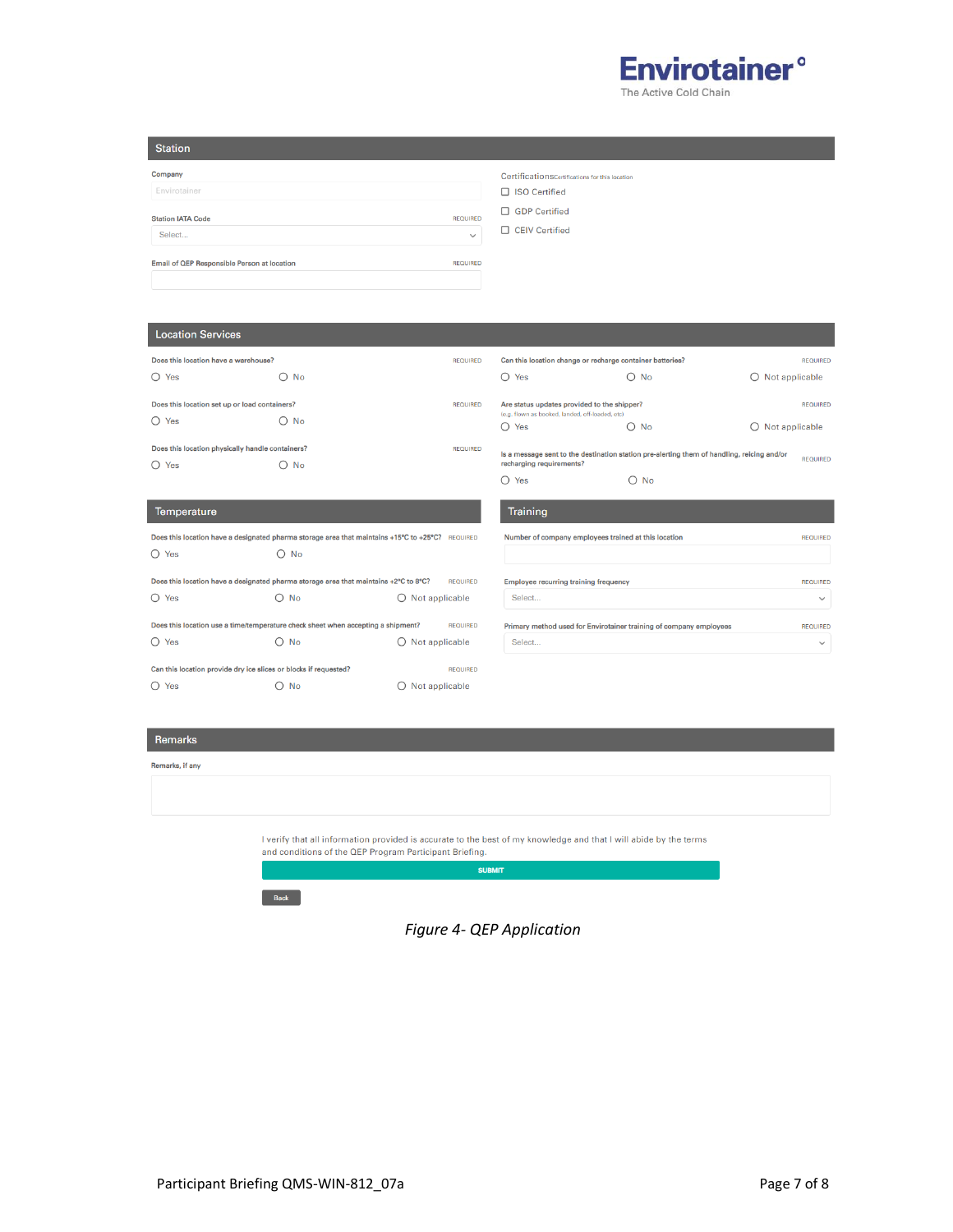Envirotainer
The Active Cold Chain

## Station

**Company**

Envirotainer

**Station IATA Code** REQUIRED

Select...

**Email of QEP Responsible Person at location** REQUIRED

Certifications Certifications for this location

- ☐ ISO Certified
- ☐ GDP Certified
- ☐ CEIV Certified

## Location Services

**Does this location have a warehouse?** REQUIRED

○ Yes ○ No

**Does this location set up or load containers?** REQUIRED

○ Yes ○ No

**Does this location physically handle containers?** REQUIRED

○ Yes ○ No

**Can this location change or recharge container batteries?** REQUIRED

○ Yes ○ No ○ Not applicable

**Are status updates provided to the shipper?** REQUIRED
(e.g. flown as booked, landed, off-loaded, etc)

○ Yes ○ No ○ Not applicable

**Is a message sent to the destination station pre-alerting them of handling, reicing and/or recharging requirements?** REQUIRED

○ Yes ○ No

## Temperature

**Does this location have a designated pharma storage area that maintains +15°C to +25°C?** REQUIRED

○ Yes ○ No

**Does this location have a designated pharma storage area that maintains +2°C to 8°C?** REQUIRED

○ Yes ○ No ○ Not applicable

**Does this location use a time/temperature check sheet when accepting a shipment?** REQUIRED

○ Yes ○ No ○ Not applicable

**Can this location provide dry ice slices or blocks if requested?** REQUIRED

○ Yes ○ No ○ Not applicable

## Training

**Number of company employees trained at this location** REQUIRED

**Employee recurring training frequency** REQUIRED

Select...

**Primary method used for Envirotainer training of company employees** REQUIRED

Select...

## Remarks

**Remarks, if any**

I verify that all information provided is accurate to the best of my knowledge and that I will abide by the terms and conditions of the QEP Program Participant Briefing.

SUBMIT

Back

*Figure 4- QEP Application*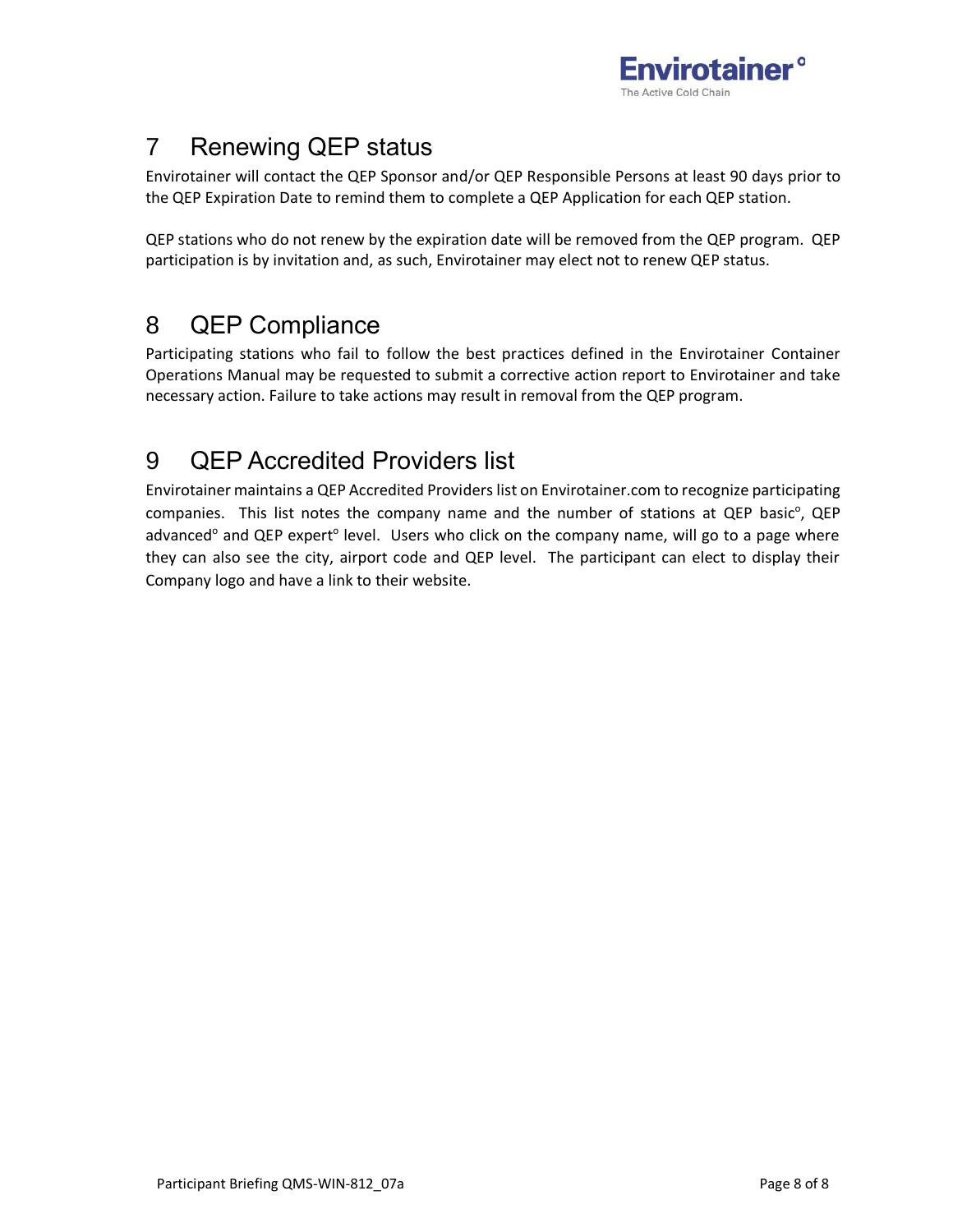## 7 Renewing QEP status

Envirotainer will contact the QEP Sponsor and/or QEP Responsible Persons at least 90 days prior to the QEP Expiration Date to remind them to complete a QEP Application for each QEP station.

QEP stations who do not renew by the expiration date will be removed from the QEP program. QEP participation is by invitation and, as such, Envirotainer may elect not to renew QEP status.

## 8 QEP Compliance

Participating stations who fail to follow the best practices defined in the Envirotainer Container Operations Manual may be requested to submit a corrective action report to Envirotainer and take necessary action. Failure to take actions may result in removal from the QEP program.

## 9 QEP Accredited Providers list

Envirotainer maintains a QEP Accredited Providers list on Envirotainer.com to recognize participating companies. This list notes the company name and the number of stations at QEP basic°, QEP advanced° and QEP expert° level. Users who click on the company name, will go to a page where they can also see the city, airport code and QEP level. The participant can elect to display their Company logo and have a link to their website.